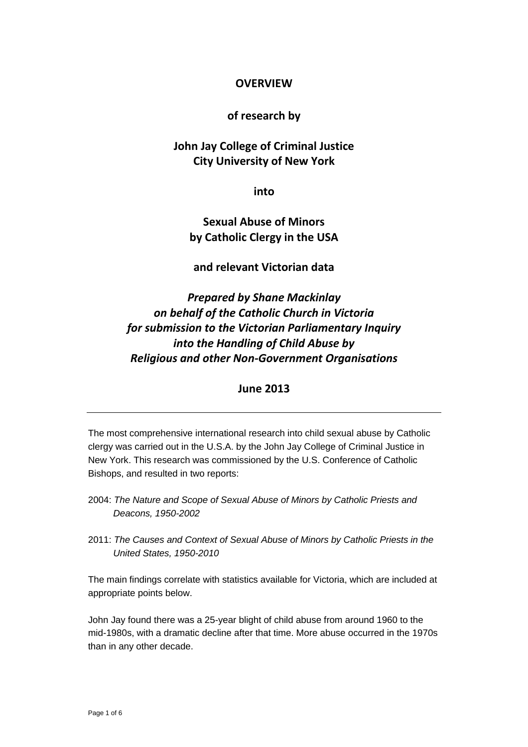# OVERVIEW

## of research by

## John Jay College of Criminal Justice
## City University of New York

## into

## Sexual Abuse of Minors
## by Catholic Clergy in the USA

## and relevant Victorian data

***Prepared by Shane Mackinlay***
***on behalf of the Catholic Church in Victoria***
***for submission to the Victorian Parliamentary Inquiry***
***into the Handling of Child Abuse by***
***Religious and other Non-Government Organisations***

**June 2013**

---

The most comprehensive international research into child sexual abuse by Catholic clergy was carried out in the U.S.A. by the John Jay College of Criminal Justice in New York. This research was commissioned by the U.S. Conference of Catholic Bishops, and resulted in two reports:

2004: *The Nature and Scope of Sexual Abuse of Minors by Catholic Priests and Deacons, 1950-2002*

2011: *The Causes and Context of Sexual Abuse of Minors by Catholic Priests in the United States, 1950-2010*

The main findings correlate with statistics available for Victoria, which are included at appropriate points below.

John Jay found there was a 25-year blight of child abuse from around 1960 to the mid-1980s, with a dramatic decline after that time. More abuse occurred in the 1970s than in any other decade.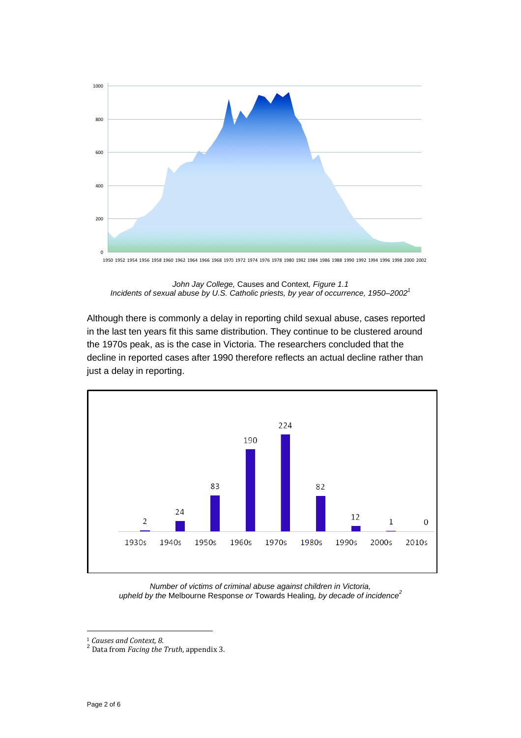*John Jay College,* Causes and Context*, Figure 1.1*
*Incidents of sexual abuse by U.S. Catholic priests, by year of occurrence, 1950–2002*[1]

Although there is commonly a delay in reporting child sexual abuse, cases reported in the last ten years fit this same distribution. They continue to be clustered around the 1970s peak, as is the case in Victoria. The researchers concluded that the decline in reported cases after 1990 therefore reflects an actual decline rather than just a delay in reporting.

| Decade | Victims |
|---|---|
| 1930s | 2 |
| 1940s | 24 |
| 1950s | 83 |
| 1960s | 190 |
| 1970s | 224 |
| 1980s | 82 |
| 1990s | 12 |
| 2000s | 1 |
| 2010s | 0 |

*Number of victims of criminal abuse against children in Victoria,*
*upheld by the* Melbourne Response *or* Towards Healing*, by decade of incidence*[2]

---

[1] *Causes and Context*, 8.
[2] Data from *Facing the Truth*, appendix 3.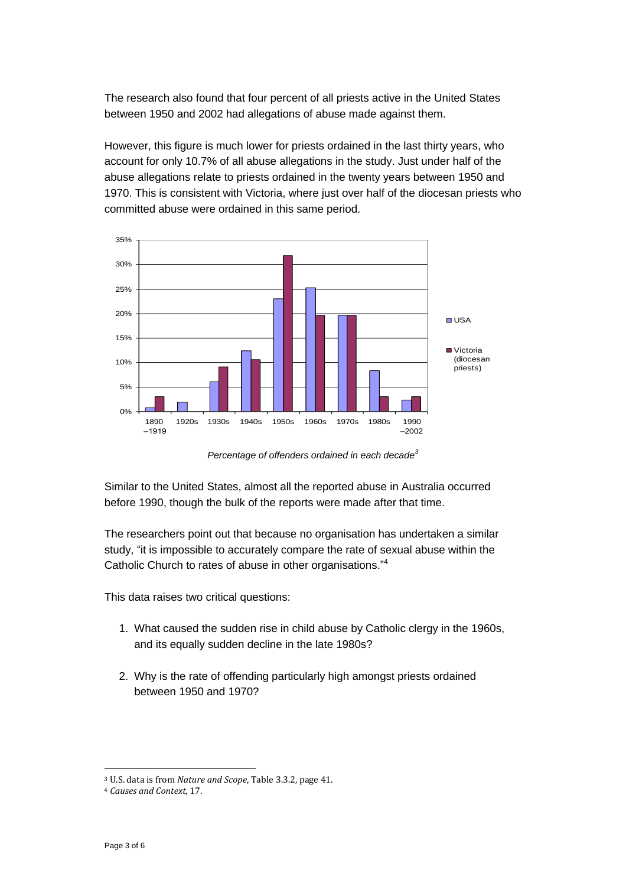The research also found that four percent of all priests active in the United States between 1950 and 2002 had allegations of abuse made against them.

However, this figure is much lower for priests ordained in the last thirty years, who account for only 10.7% of all abuse allegations in the study. Just under half of the abuse allegations relate to priests ordained in the twenty years between 1950 and 1970. This is consistent with Victoria, where just over half of the diocesan priests who committed abuse were ordained in this same period.

*Percentage of offenders ordained in each decade*[3]

Similar to the United States, almost all the reported abuse in Australia occurred before 1990, though the bulk of the reports were made after that time.

The researchers point out that because no organisation has undertaken a similar study, "it is impossible to accurately compare the rate of sexual abuse within the Catholic Church to rates of abuse in other organisations."[4]

This data raises two critical questions:

1. What caused the sudden rise in child abuse by Catholic clergy in the 1960s, and its equally sudden decline in the late 1980s?
2. Why is the rate of offending particularly high amongst priests ordained between 1950 and 1970?

---

[3] U.S. data is from *Nature and Scope*, Table 3.3.2, page 41.

[4] *Causes and Context*, 17.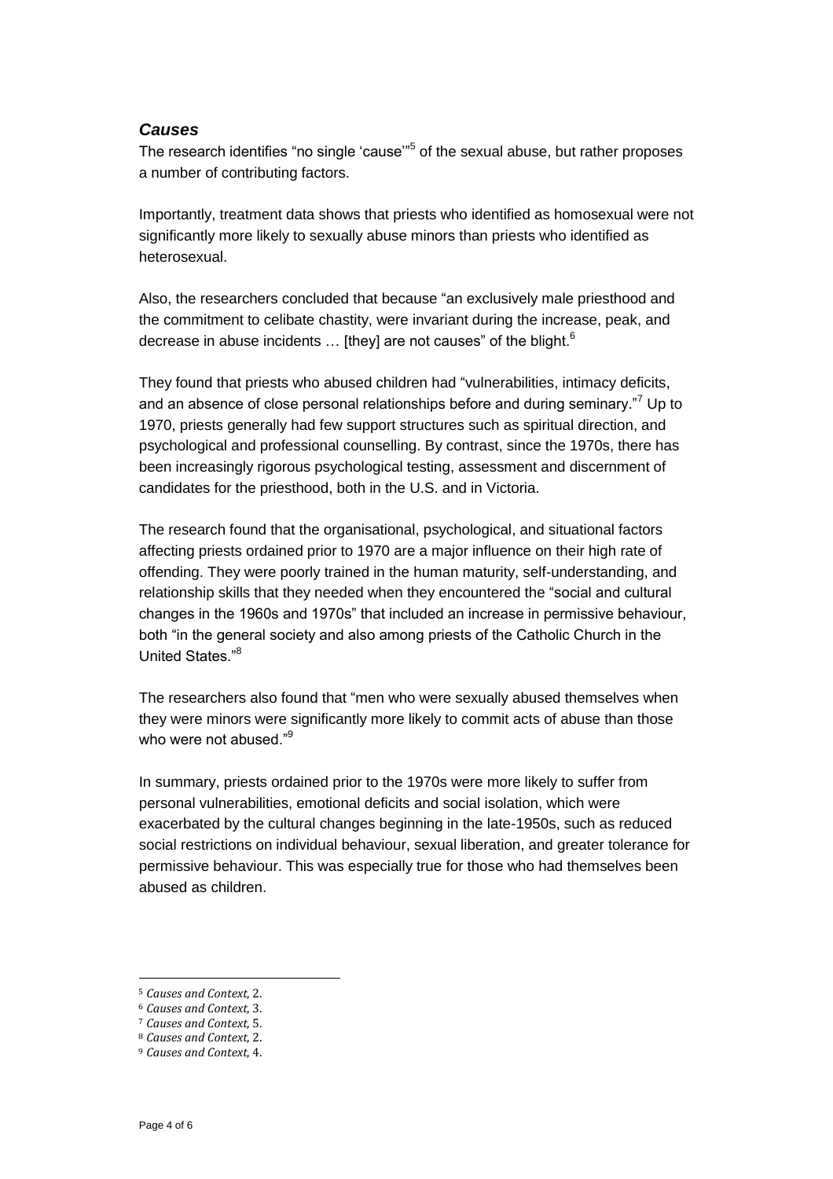### *Causes*

The research identifies "no single 'cause'"[5] of the sexual abuse, but rather proposes a number of contributing factors.

Importantly, treatment data shows that priests who identified as homosexual were not significantly more likely to sexually abuse minors than priests who identified as heterosexual.

Also, the researchers concluded that because "an exclusively male priesthood and the commitment to celibate chastity, were invariant during the increase, peak, and decrease in abuse incidents … [they] are not causes" of the blight.[6]

They found that priests who abused children had "vulnerabilities, intimacy deficits, and an absence of close personal relationships before and during seminary."[7] Up to 1970, priests generally had few support structures such as spiritual direction, and psychological and professional counselling. By contrast, since the 1970s, there has been increasingly rigorous psychological testing, assessment and discernment of candidates for the priesthood, both in the U.S. and in Victoria.

The research found that the organisational, psychological, and situational factors affecting priests ordained prior to 1970 are a major influence on their high rate of offending. They were poorly trained in the human maturity, self-understanding, and relationship skills that they needed when they encountered the "social and cultural changes in the 1960s and 1970s" that included an increase in permissive behaviour, both "in the general society and also among priests of the Catholic Church in the United States."[8]

The researchers also found that "men who were sexually abused themselves when they were minors were significantly more likely to commit acts of abuse than those who were not abused."[9]

In summary, priests ordained prior to the 1970s were more likely to suffer from personal vulnerabilities, emotional deficits and social isolation, which were exacerbated by the cultural changes beginning in the late-1950s, such as reduced social restrictions on individual behaviour, sexual liberation, and greater tolerance for permissive behaviour. This was especially true for those who had themselves been abused as children.

---

[5] *Causes and Context*, 2.

[6] *Causes and Context*, 3.

[7] *Causes and Context*, 5.

[8] *Causes and Context*, 2.

[9] *Causes and Context*, 4.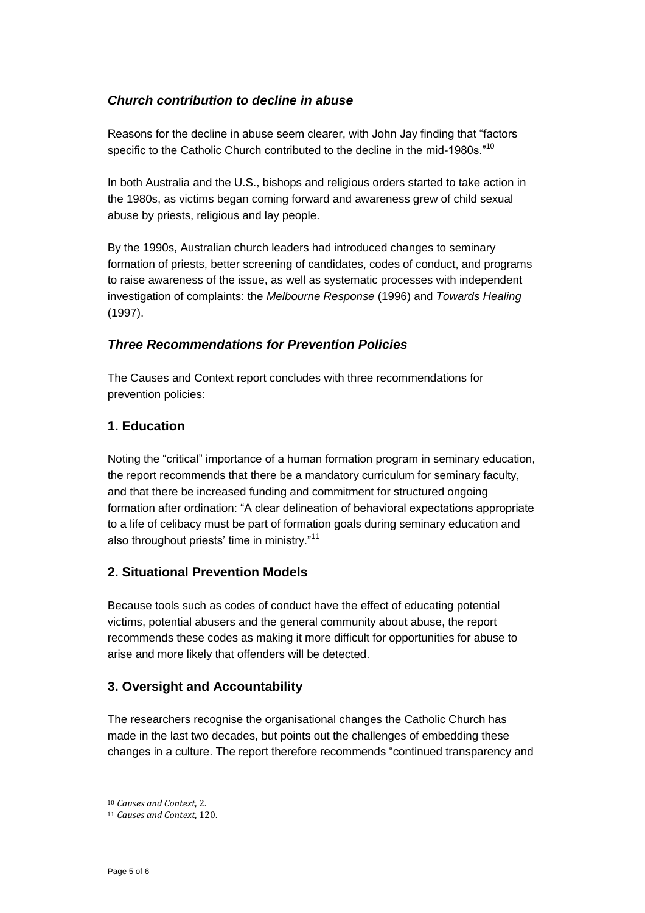### *Church contribution to decline in abuse*

Reasons for the decline in abuse seem clearer, with John Jay finding that "factors specific to the Catholic Church contributed to the decline in the mid-1980s."[10]

In both Australia and the U.S., bishops and religious orders started to take action in the 1980s, as victims began coming forward and awareness grew of child sexual abuse by priests, religious and lay people.

By the 1990s, Australian church leaders had introduced changes to seminary formation of priests, better screening of candidates, codes of conduct, and programs to raise awareness of the issue, as well as systematic processes with independent investigation of complaints: the *Melbourne Response* (1996) and *Towards Healing* (1997).

### *Three Recommendations for Prevention Policies*

The Causes and Context report concludes with three recommendations for prevention policies:

### 1. Education

Noting the "critical" importance of a human formation program in seminary education, the report recommends that there be a mandatory curriculum for seminary faculty, and that there be increased funding and commitment for structured ongoing formation after ordination: "A clear delineation of behavioral expectations appropriate to a life of celibacy must be part of formation goals during seminary education and also throughout priests' time in ministry."[11]

### 2. Situational Prevention Models

Because tools such as codes of conduct have the effect of educating potential victims, potential abusers and the general community about abuse, the report recommends these codes as making it more difficult for opportunities for abuse to arise and more likely that offenders will be detected.

### 3. Oversight and Accountability

The researchers recognise the organisational changes the Catholic Church has made in the last two decades, but points out the challenges of embedding these changes in a culture. The report therefore recommends "continued transparency and

---

[10] *Causes and Context,* 2.

[11] *Causes and Context,* 120.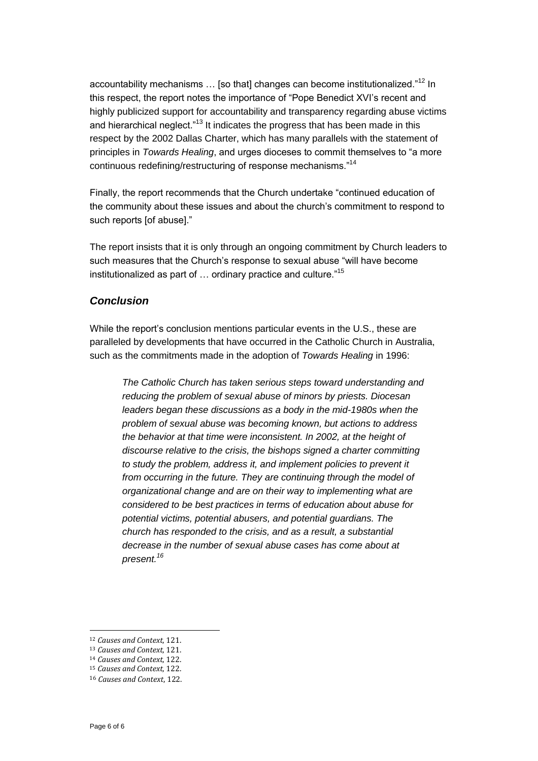accountability mechanisms … [so that] changes can become institutionalized."[12] In this respect, the report notes the importance of "Pope Benedict XVI's recent and highly publicized support for accountability and transparency regarding abuse victims and hierarchical neglect."[13] It indicates the progress that has been made in this respect by the 2002 Dallas Charter, which has many parallels with the statement of principles in *Towards Healing*, and urges dioceses to commit themselves to "a more continuous redefining/restructuring of response mechanisms."[14]

Finally, the report recommends that the Church undertake "continued education of the community about these issues and about the church's commitment to respond to such reports [of abuse]."

The report insists that it is only through an ongoing commitment by Church leaders to such measures that the Church's response to sexual abuse "will have become institutionalized as part of … ordinary practice and culture."[15]

### *Conclusion*

While the report's conclusion mentions particular events in the U.S., these are paralleled by developments that have occurred in the Catholic Church in Australia, such as the commitments made in the adoption of *Towards Healing* in 1996:

> *The Catholic Church has taken serious steps toward understanding and reducing the problem of sexual abuse of minors by priests. Diocesan leaders began these discussions as a body in the mid-1980s when the problem of sexual abuse was becoming known, but actions to address the behavior at that time were inconsistent. In 2002, at the height of discourse relative to the crisis, the bishops signed a charter committing to study the problem, address it, and implement policies to prevent it from occurring in the future. They are continuing through the model of organizational change and are on their way to implementing what are considered to be best practices in terms of education about abuse for potential victims, potential abusers, and potential guardians. The church has responded to the crisis, and as a result, a substantial decrease in the number of sexual abuse cases has come about at present.*[16]

---

[12] *Causes and Context*, 121.

[13] *Causes and Context*, 121.

[14] *Causes and Context*, 122.

[15] *Causes and Context*, 122.

[16] *Causes and Context*, 122.